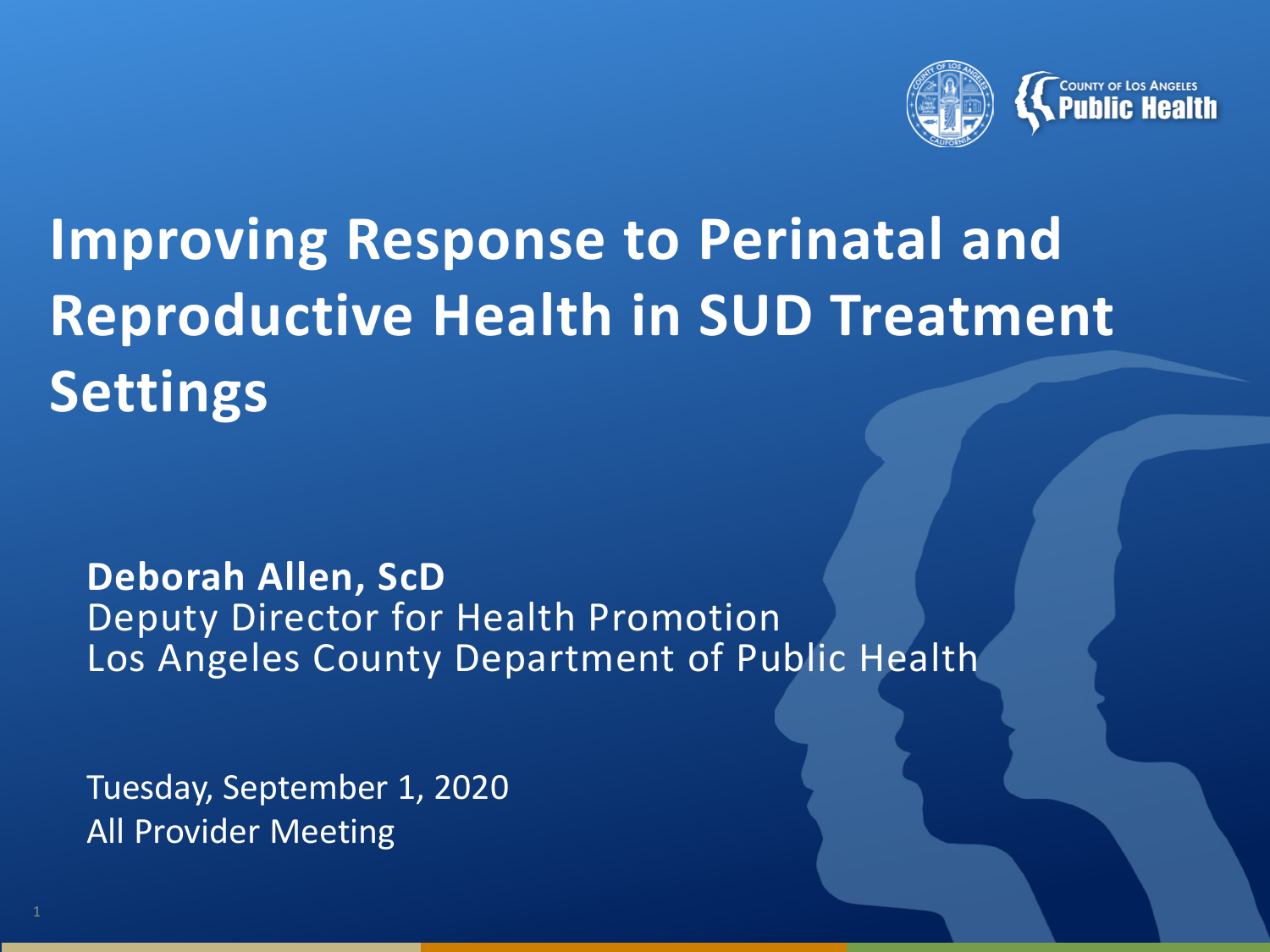# Improving Response to Perinatal and Reproductive Health in SUD Treatment Settings

**Deborah Allen, ScD**
Deputy Director for Health Promotion
Los Angeles County Department of Public Health

Tuesday, September 1, 2020
All Provider Meeting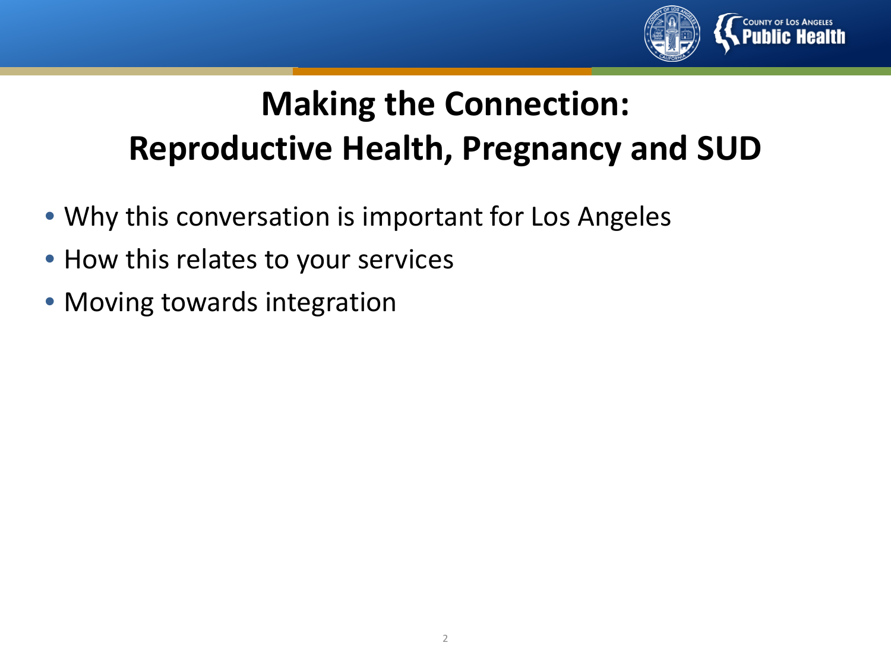# Making the Connection: Reproductive Health, Pregnancy and SUD

- Why this conversation is important for Los Angeles
- How this relates to your services
- Moving towards integration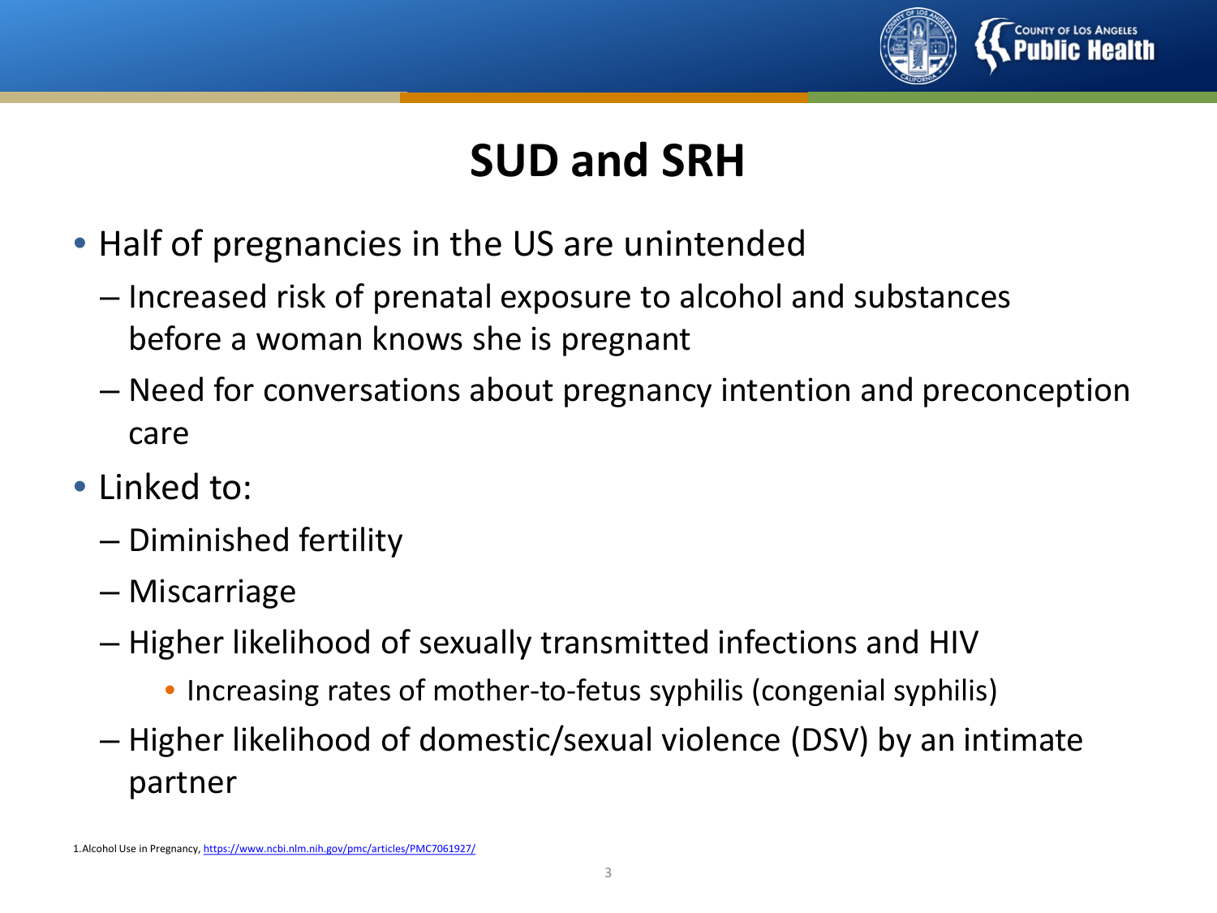# SUD and SRH

- Half of pregnancies in the US are unintended
  - Increased risk of prenatal exposure to alcohol and substances before a woman knows she is pregnant
  - Need for conversations about pregnancy intention and preconception care
- Linked to:
  - Diminished fertility
  - Miscarriage
  - Higher likelihood of sexually transmitted infections and HIV
    - Increasing rates of mother-to-fetus syphilis (congenial syphilis)
  - Higher likelihood of domestic/sexual violence (DSV) by an intimate partner

1.Alcohol Use in Pregnancy, https://www.ncbi.nlm.nih.gov/pmc/articles/PMC7061927/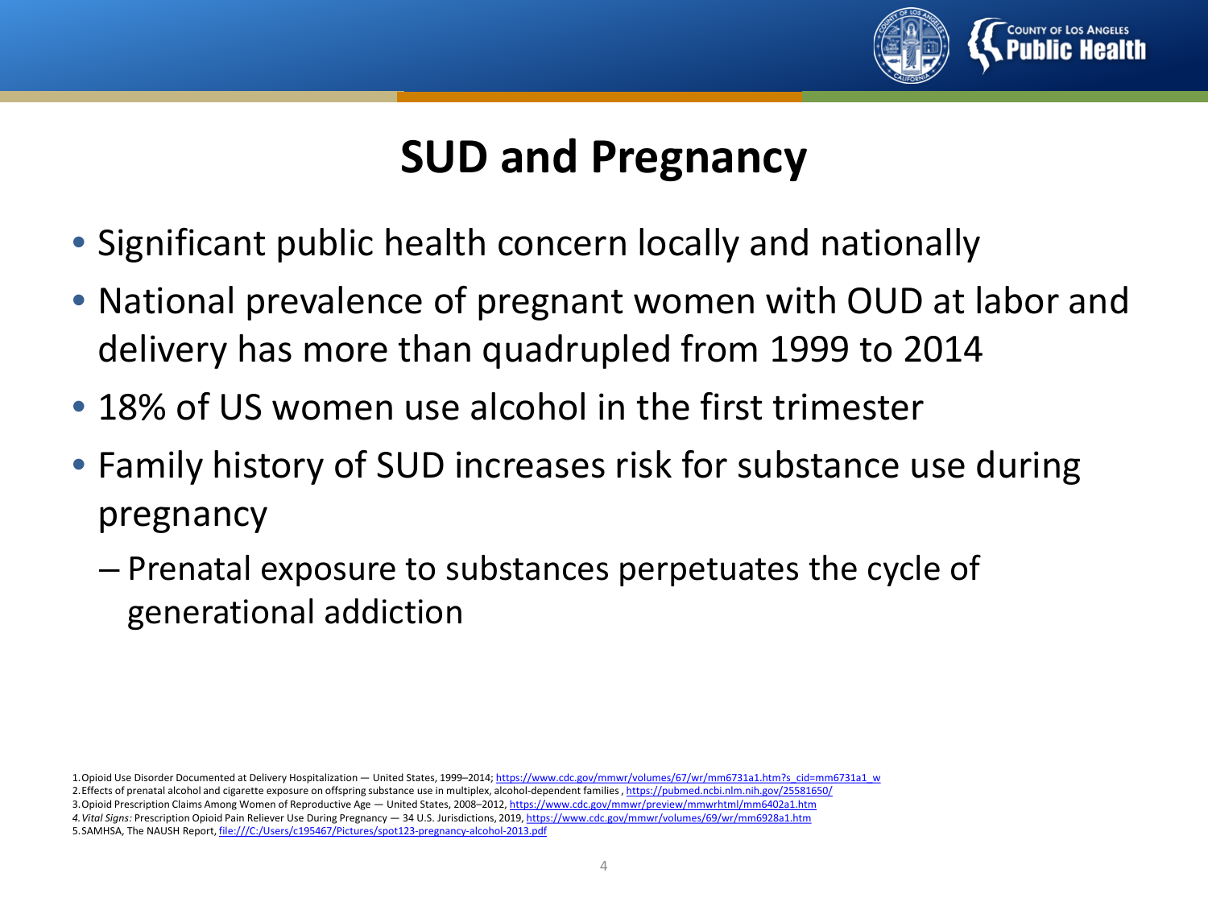# SUD and Pregnancy

- Significant public health concern locally and nationally
- National prevalence of pregnant women with OUD at labor and delivery has more than quadrupled from 1999 to 2014
- 18% of US women use alcohol in the first trimester
- Family history of SUD increases risk for substance use during pregnancy
  - Prenatal exposure to substances perpetuates the cycle of generational addiction

1. Opioid Use Disorder Documented at Delivery Hospitalization — United States, 1999–2014; https://www.cdc.gov/mmwr/volumes/67/wr/mm6731a1.htm?s_cid=mm6731a1_w
2. Effects of prenatal alcohol and cigarette exposure on offspring substance use in multiplex, alcohol-dependent families , https://pubmed.ncbi.nlm.nih.gov/25581650/
3. Opioid Prescription Claims Among Women of Reproductive Age — United States, 2008–2012, https://www.cdc.gov/mmwr/preview/mmwrhtml/mm6402a1.htm
4. *Vital Signs:* Prescription Opioid Pain Reliever Use During Pregnancy — 34 U.S. Jurisdictions, 2019, https://www.cdc.gov/mmwr/volumes/69/wr/mm6928a1.htm
5. SAMHSA, The NAUSH Report, file:///C:/Users/c195467/Pictures/spot123-pregnancy-alcohol-2013.pdf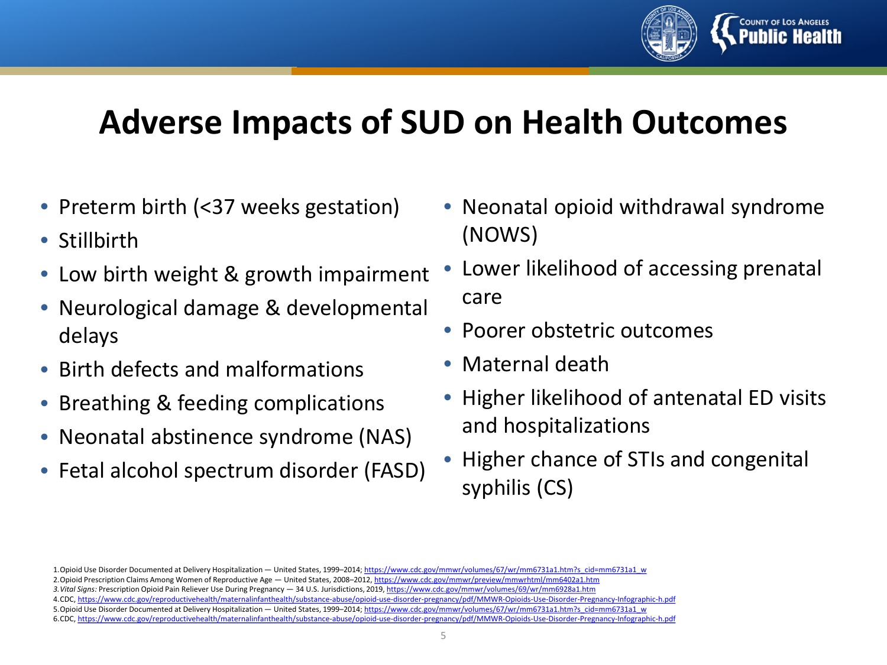# Adverse Impacts of SUD on Health Outcomes

- Preterm birth (<37 weeks gestation)
- Stillbirth
- Low birth weight & growth impairment
- Neurological damage & developmental delays
- Birth defects and malformations
- Breathing & feeding complications
- Neonatal abstinence syndrome (NAS)
- Fetal alcohol spectrum disorder (FASD)
- Neonatal opioid withdrawal syndrome (NOWS)
- Lower likelihood of accessing prenatal care
- Poorer obstetric outcomes
- Maternal death
- Higher likelihood of antenatal ED visits and hospitalizations
- Higher chance of STIs and congenital syphilis (CS)

1. Opioid Use Disorder Documented at Delivery Hospitalization — United States, 1999–2014; https://www.cdc.gov/mmwr/volumes/67/wr/mm6731a1.htm?s_cid=mm6731a1_w
2. Opioid Prescription Claims Among Women of Reproductive Age — United States, 2008–2012, https://www.cdc.gov/mmwr/preview/mmwrhtml/mm6402a1.htm
3. *Vital Signs:* Prescription Opioid Pain Reliever Use During Pregnancy — 34 U.S. Jurisdictions, 2019, https://www.cdc.gov/mmwr/volumes/69/wr/mm6928a1.htm
4. CDC, https://www.cdc.gov/reproductivehealth/maternalinfanthealth/substance-abuse/opioid-use-disorder-pregnancy/pdf/MMWR-Opioids-Use-Disorder-Pregnancy-Infographic-h.pdf
5. Opioid Use Disorder Documented at Delivery Hospitalization — United States, 1999–2014; https://www.cdc.gov/mmwr/volumes/67/wr/mm6731a1.htm?s_cid=mm6731a1_w
6. CDC, https://www.cdc.gov/reproductivehealth/maternalinfanthealth/substance-abuse/opioid-use-disorder-pregnancy/pdf/MMWR-Opioids-Use-Disorder-Pregnancy-Infographic-h.pdf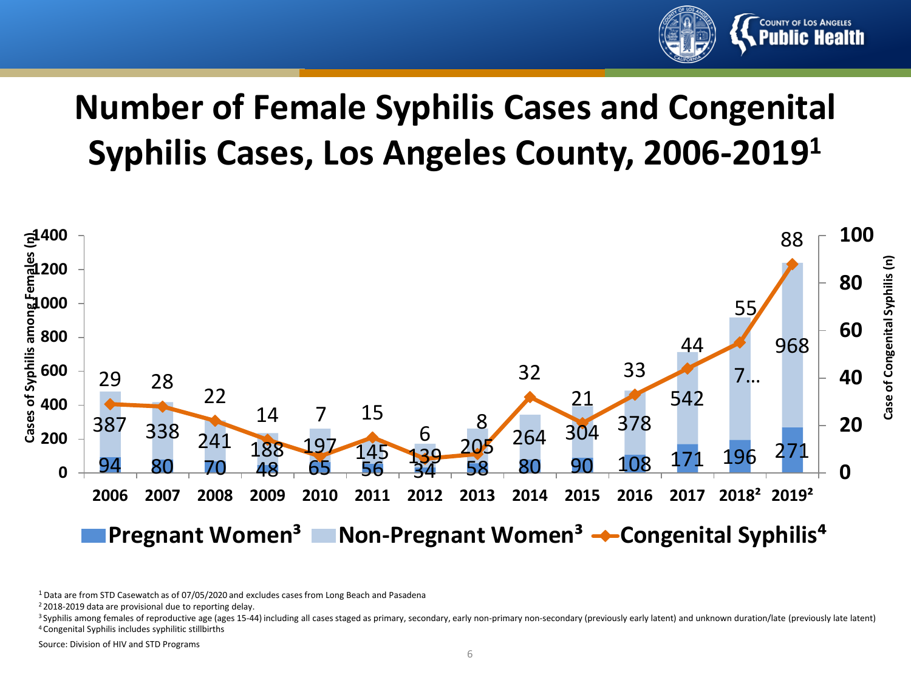# Number of Female Syphilis Cases and Congenital Syphilis Cases, Los Angeles County, 2006-2019[1]

| Year | Pregnant Women[3] | Non-Pregnant Women[3] | Congenital Syphilis[4] |
|---|---|---|---|
| 2006 | 94 | 387 | 29 |
| 2007 | 80 | 338 | 28 |
| 2008 | 70 | 241 | 22 |
| 2009 | 48 | 188 | 14 |
| 2010 | 65 | 197 | 7 |
| 2011 | 56 | 145 | 15 |
| 2012 | 34 | 139 | 6 |
| 2013 | 58 | 205 | 8 |
| 2014 | 80 | 264 | 32 |
| 2015 | 90 | 304 | 21 |
| 2016 | 108 | 378 | 33 |
| 2017 | 171 | 542 | 44 |
| 2018[2] | 196 | 7… | 55 |
| 2019[2] | 271 | 968 | 88 |

Left axis: Cases of Syphilis among Females (n); Right axis: Case of Congenital Syphilis (n)

[1] Data are from STD Casewatch as of 07/05/2020 and excludes cases from Long Beach and Pasadena

[2] 2018-2019 data are provisional due to reporting delay.

[3] Syphilis among females of reproductive age (ages 15-44) including all cases staged as primary, secondary, early non-primary non-secondary (previously early latent) and unknown duration/late (previously late latent)

[4] Congenital Syphilis includes syphilitic stillbirths

Source: Division of HIV and STD Programs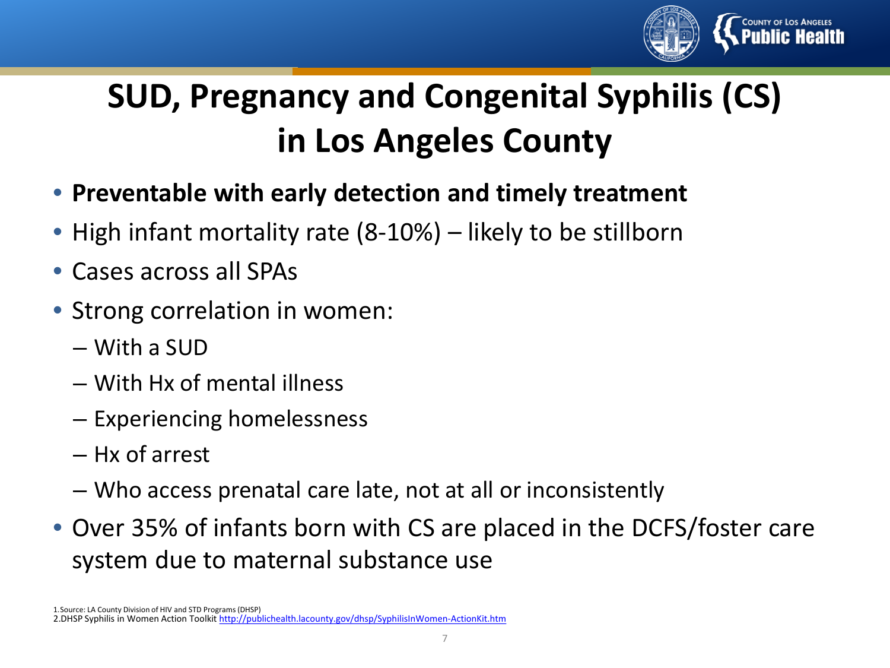# SUD, Pregnancy and Congenital Syphilis (CS) in Los Angeles County

- **Preventable with early detection and timely treatment**
- High infant mortality rate (8-10%) – likely to be stillborn
- Cases across all SPAs
- Strong correlation in women:
  - With a SUD
  - With Hx of mental illness
  - Experiencing homelessness
  - Hx of arrest
  - Who access prenatal care late, not at all or inconsistently
- Over 35% of infants born with CS are placed in the DCFS/foster care system due to maternal substance use

1. Source: LA County Division of HIV and STD Programs (DHSP)
2. DHSP Syphilis in Women Action Toolkit http://publichealth.lacounty.gov/dhsp/SyphilisInWomen-ActionKit.htm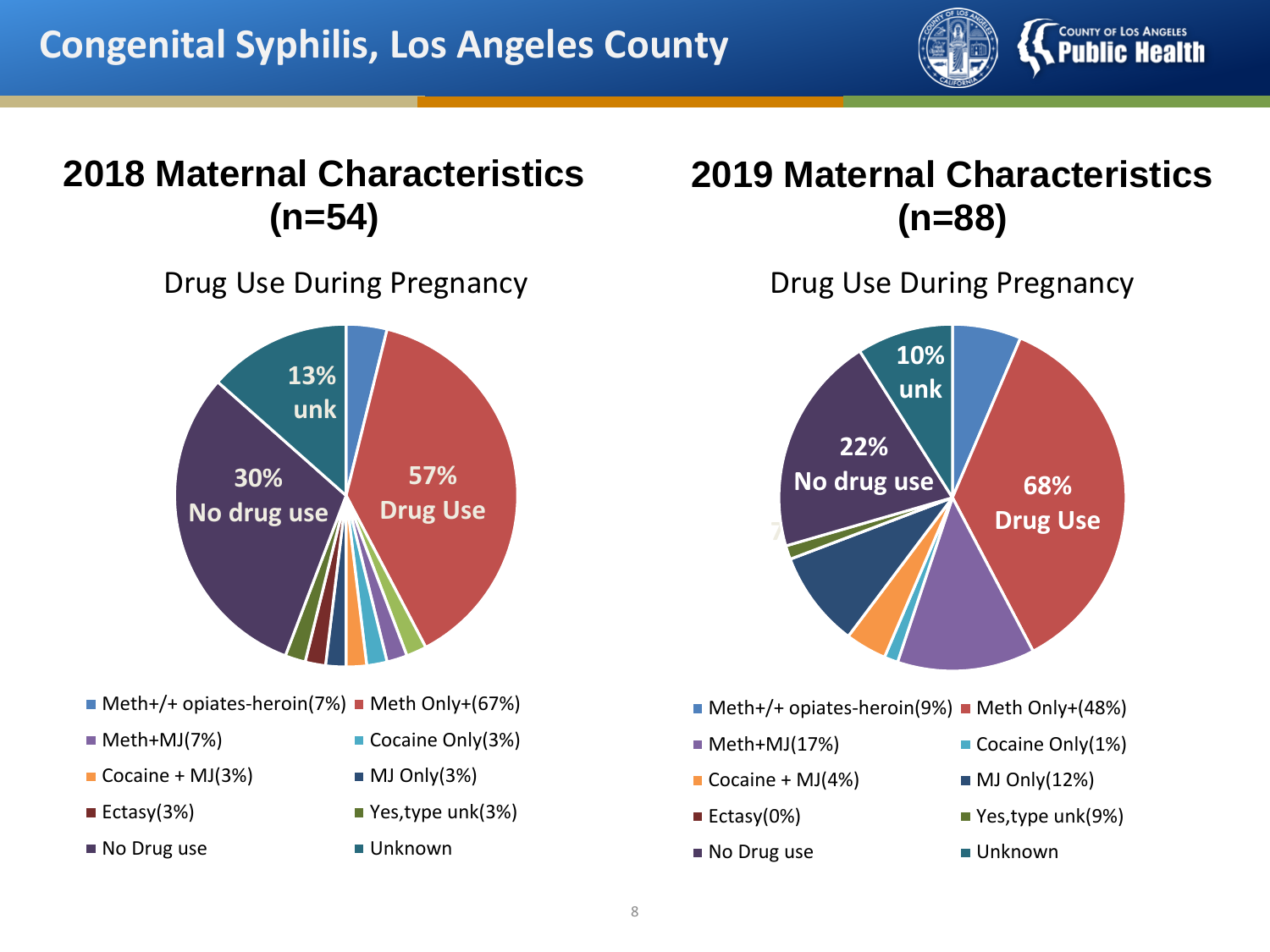# Congenital Syphilis, Los Angeles County

## 2018 Maternal Characteristics (n=54)

Drug Use During Pregnancy

13% unk

30% No drug use

57% Drug Use

- Meth+/+ opiates-heroin(7%)
- Meth Only+(67%)
- Meth+MJ(7%)
- Cocaine Only(3%)
- Cocaine + MJ(3%)
- MJ Only(3%)
- Ectasy(3%)
- Yes,type unk(3%)
- No Drug use
- Unknown

## 2019 Maternal Characteristics (n=88)

Drug Use During Pregnancy

10% unk

22% No drug use

68% Drug Use

- Meth+/+ opiates-heroin(9%)
- Meth Only+(48%)
- Meth+MJ(17%)
- Cocaine Only(1%)
- Cocaine + MJ(4%)
- MJ Only(12%)
- Ectasy(0%)
- Yes,type unk(9%)
- No Drug use
- Unknown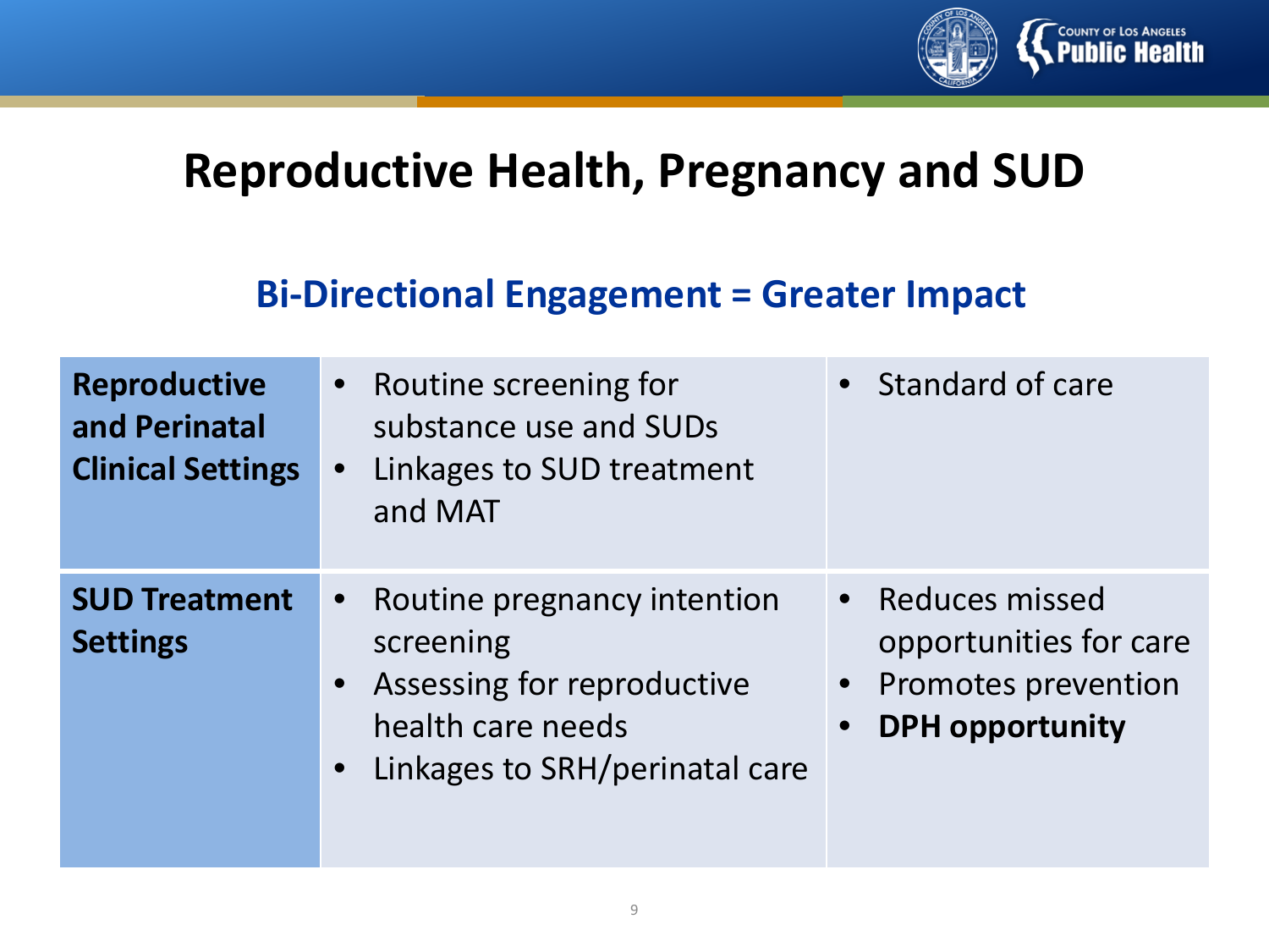# Reproductive Health, Pregnancy and SUD

## Bi-Directional Engagement = Greater Impact

| | | |
|---|---|---|
| **Reproductive and Perinatal Clinical Settings** | • Routine screening for substance use and SUDs<br>• Linkages to SUD treatment and MAT | • Standard of care |
| **SUD Treatment Settings** | • Routine pregnancy intention screening<br>• Assessing for reproductive health care needs<br>• Linkages to SRH/perinatal care | • Reduces missed opportunities for care<br>• Promotes prevention<br>• **DPH opportunity** |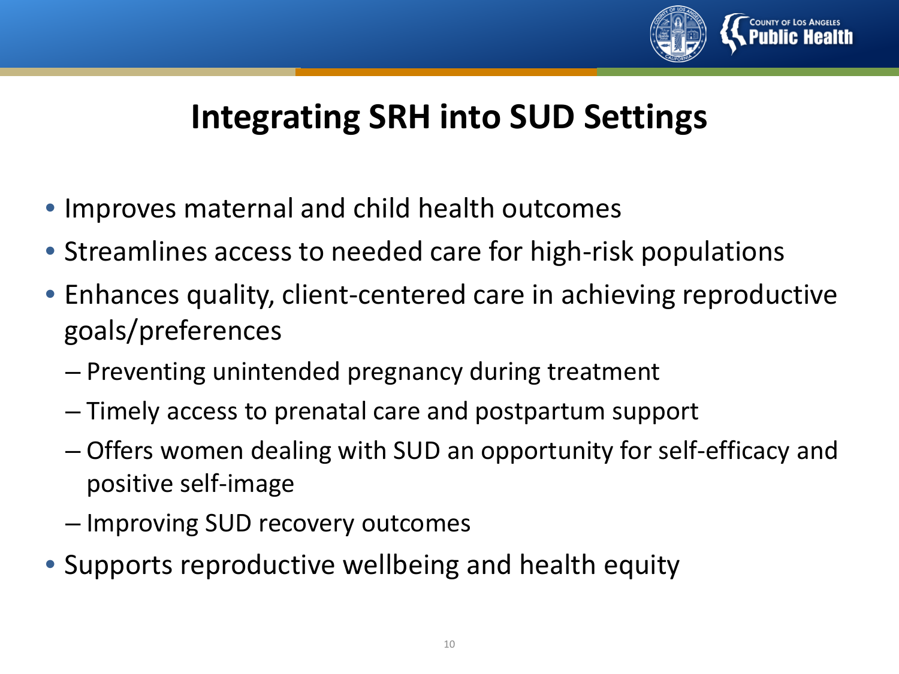# Integrating SRH into SUD Settings

- Improves maternal and child health outcomes
- Streamlines access to needed care for high-risk populations
- Enhances quality, client-centered care in achieving reproductive goals/preferences
  - Preventing unintended pregnancy during treatment
  - Timely access to prenatal care and postpartum support
  - Offers women dealing with SUD an opportunity for self-efficacy and positive self-image
  - Improving SUD recovery outcomes
- Supports reproductive wellbeing and health equity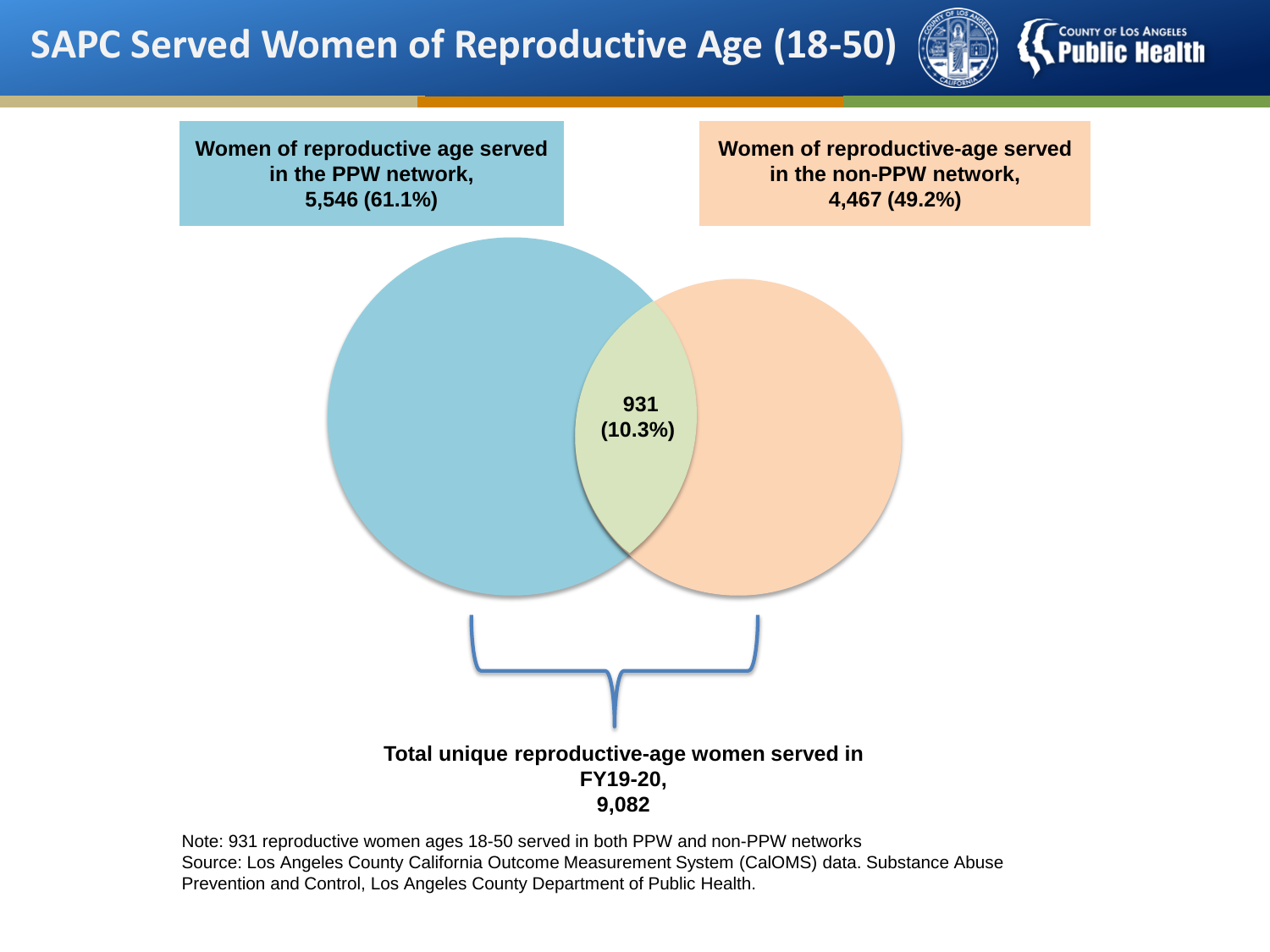# SAPC Served Women of Reproductive Age (18-50)

**Women of reproductive age served in the PPW network, 5,546 (61.1%)**

**Women of reproductive-age served in the non-PPW network, 4,467 (49.2%)**

**931 (10.3%)**

**Total unique reproductive-age women served in FY19-20, 9,082**

Note: 931 reproductive women ages 18-50 served in both PPW and non-PPW networks
Source: Los Angeles County California Outcome Measurement System (CalOMS) data. Substance Abuse Prevention and Control, Los Angeles County Department of Public Health.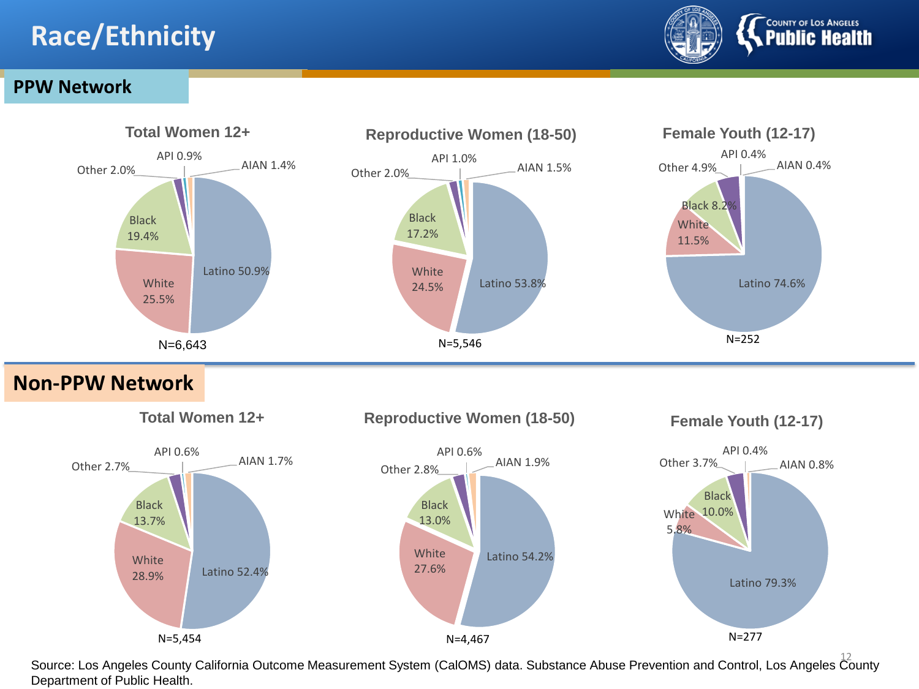# Race/Ethnicity

## PPW Network

### Total Women 12+

| Race/Ethnicity | Percent |
|---|---|
| Latino | 50.9% |
| White | 25.5% |
| Black | 19.4% |
| Other | 2.0% |
| API | 0.9% |
| AIAN | 1.4% |

N=6,643

### Reproductive Women (18-50)

| Race/Ethnicity | Percent |
|---|---|
| Latino | 53.8% |
| White | 24.5% |
| Black | 17.2% |
| Other | 2.0% |
| API | 1.0% |
| AIAN | 1.5% |

N=5,546

### Female Youth (12-17)

| Race/Ethnicity | Percent |
|---|---|
| Latino | 74.6% |
| White | 11.5% |
| Black | 8.2% |
| Other | 4.9% |
| API | 0.4% |
| AIAN | 0.4% |

N=252

## Non-PPW Network

### Total Women 12+

| Race/Ethnicity | Percent |
|---|---|
| Latino | 52.4% |
| White | 28.9% |
| Black | 13.7% |
| Other | 2.7% |
| API | 0.6% |
| AIAN | 1.7% |

N=5,454

### Reproductive Women (18-50)

| Race/Ethnicity | Percent |
|---|---|
| Latino | 54.2% |
| White | 27.6% |
| Black | 13.0% |
| Other | 2.8% |
| API | 0.6% |
| AIAN | 1.9% |

N=4,467

### Female Youth (12-17)

| Race/Ethnicity | Percent |
|---|---|
| Latino | 79.3% |
| White | 5.8% |
| Black | 10.0% |
| Other | 3.7% |
| API | 0.4% |
| AIAN | 0.8% |

N=277

Source: Los Angeles County California Outcome Measurement System (CalOMS) data. Substance Abuse Prevention and Control, Los Angeles County Department of Public Health.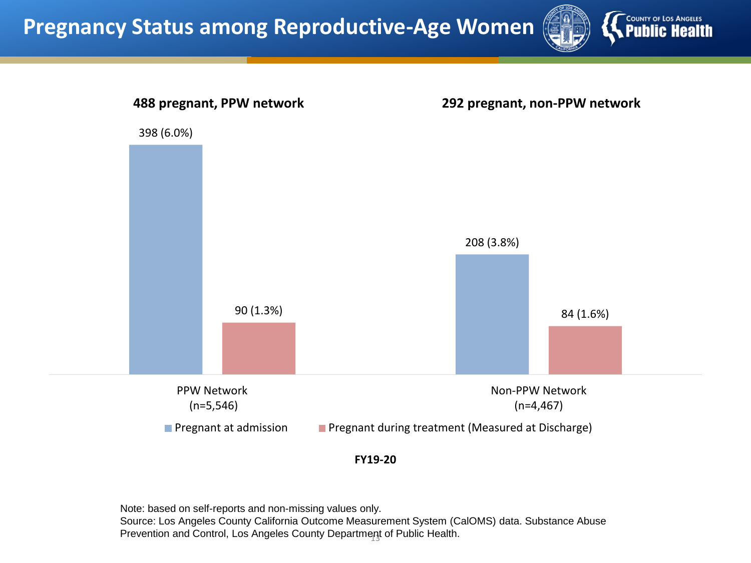# Pregnancy Status among Reproductive-Age Women

**488 pregnant, PPW network**

**292 pregnant, non-PPW network**

| | Pregnant at admission | Pregnant during treatment (Measured at Discharge) |
|---|---|---|
| PPW Network (n=5,546) | 398 (6.0%) | 90 (1.3%) |
| Non-PPW Network (n=4,467) | 208 (3.8%) | 84 (1.6%) |

**FY19-20**

Note: based on self-reports and non-missing values only.
Source: Los Angeles County California Outcome Measurement System (CalOMS) data. Substance Abuse Prevention and Control, Los Angeles County Department of Public Health.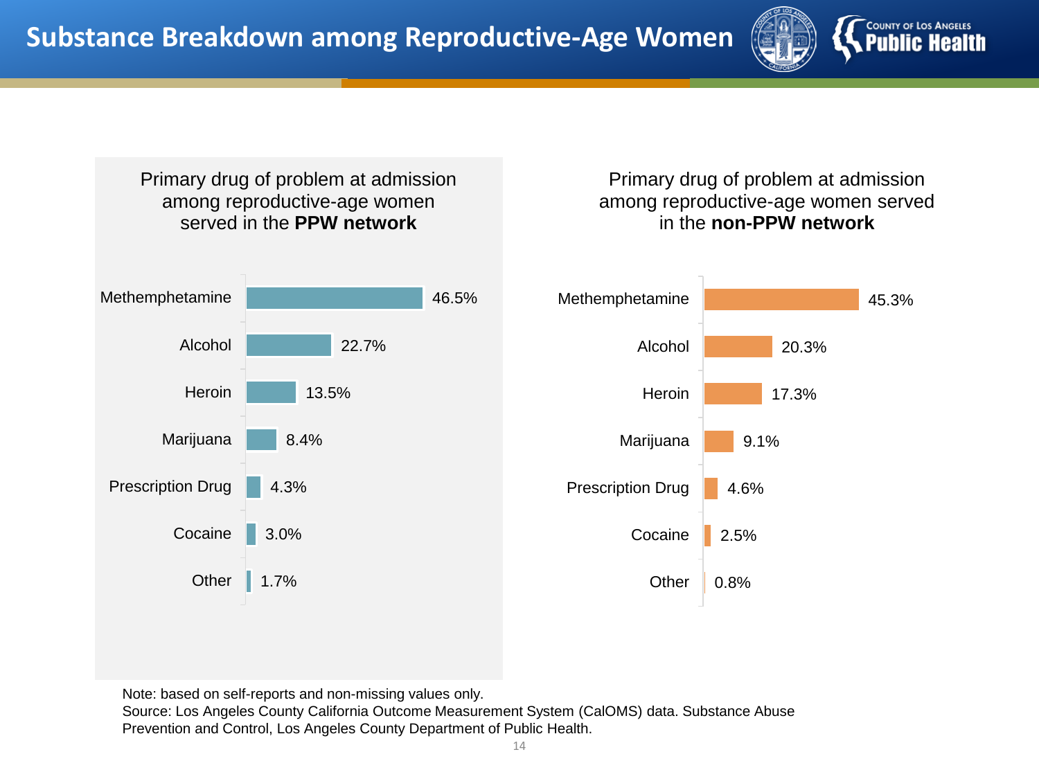# Substance Breakdown among Reproductive-Age Women

### Primary drug of problem at admission among reproductive-age women served in the **PPW network**

| Primary drug | Percent |
|---|---|
| Methemphetamine | 46.5% |
| Alcohol | 22.7% |
| Heroin | 13.5% |
| Marijuana | 8.4% |
| Prescription Drug | 4.3% |
| Cocaine | 3.0% |
| Other | 1.7% |

### Primary drug of problem at admission among reproductive-age women served in the **non-PPW network**

| Primary drug | Percent |
|---|---|
| Methemphetamine | 45.3% |
| Alcohol | 20.3% |
| Heroin | 17.3% |
| Marijuana | 9.1% |
| Prescription Drug | 4.6% |
| Cocaine | 2.5% |
| Other | 0.8% |

Note: based on self-reports and non-missing values only.
Source: Los Angeles County California Outcome Measurement System (CalOMS) data. Substance Abuse Prevention and Control, Los Angeles County Department of Public Health.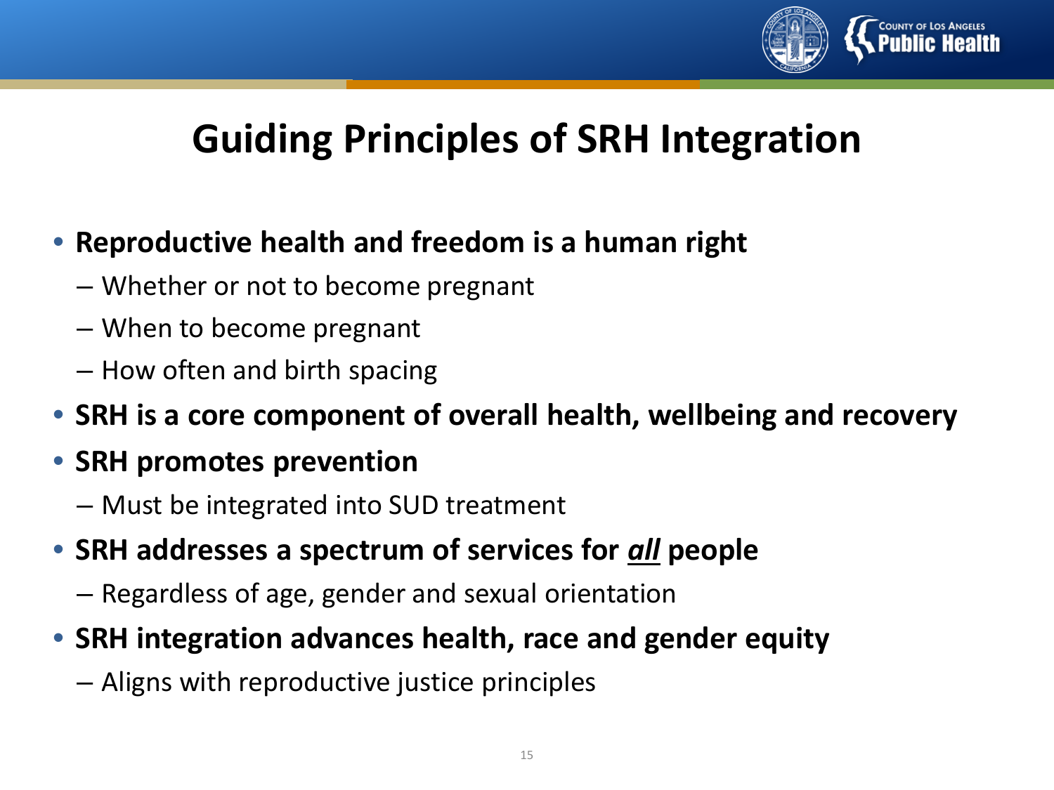# Guiding Principles of SRH Integration

- **Reproductive health and freedom is a human right**
  - Whether or not to become pregnant
  - When to become pregnant
  - How often and birth spacing
- **SRH is a core component of overall health, wellbeing and recovery**
- **SRH promotes prevention**
  - Must be integrated into SUD treatment
- **SRH addresses a spectrum of services for *all* people**
  - Regardless of age, gender and sexual orientation
- **SRH integration advances health, race and gender equity**
  - Aligns with reproductive justice principles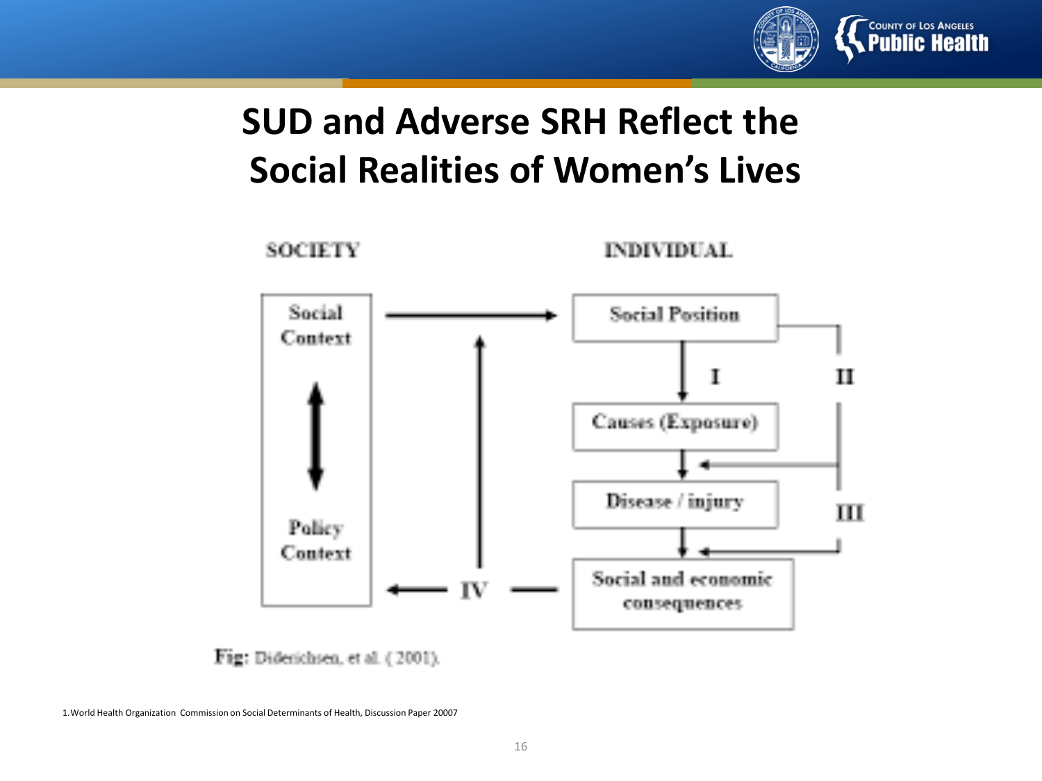# SUD and Adverse SRH Reflect the Social Realities of Women's Lives

SOCIETY

INDIVIDUAL

Social Context

Policy Context

Social Position

I

II

Causes (Exposure)

Disease / injury

III

Social and economic consequences

IV

Fig: Diderichsen, et al. ( 2001).

1. World Health Organization Commission on Social Determinants of Health, Discussion Paper 20007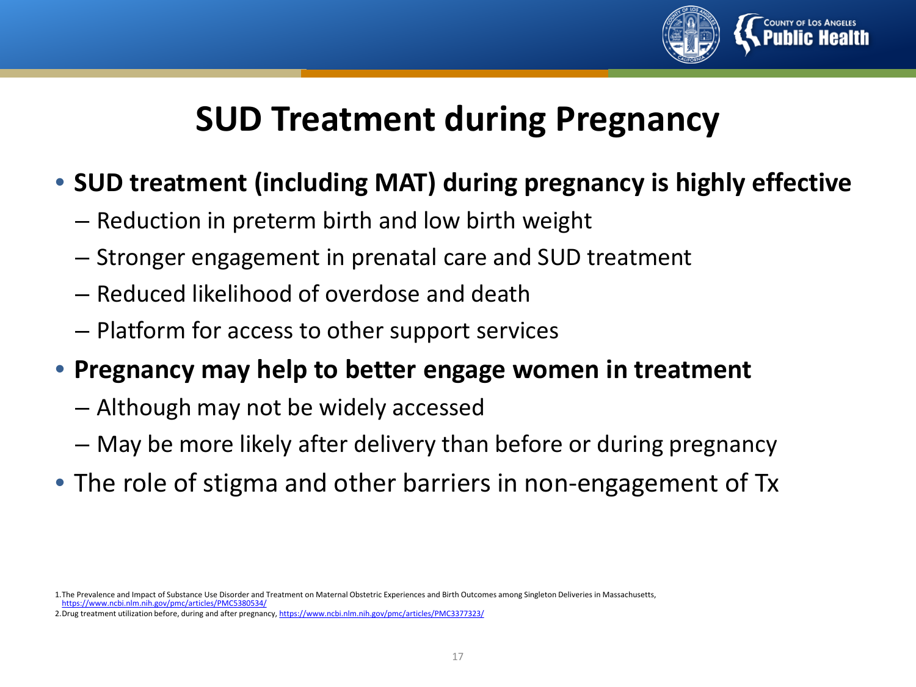# SUD Treatment during Pregnancy

- **SUD treatment (including MAT) during pregnancy is highly effective**
  - Reduction in preterm birth and low birth weight
  - Stronger engagement in prenatal care and SUD treatment
  - Reduced likelihood of overdose and death
  - Platform for access to other support services
- **Pregnancy may help to better engage women in treatment**
  - Although may not be widely accessed
  - May be more likely after delivery than before or during pregnancy
- The role of stigma and other barriers in non-engagement of Tx

1. The Prevalence and Impact of Substance Use Disorder and Treatment on Maternal Obstetric Experiences and Birth Outcomes among Singleton Deliveries in Massachusetts, https://www.ncbi.nlm.nih.gov/pmc/articles/PMC5380534/
2. Drug treatment utilization before, during and after pregnancy, https://www.ncbi.nlm.nih.gov/pmc/articles/PMC3377323/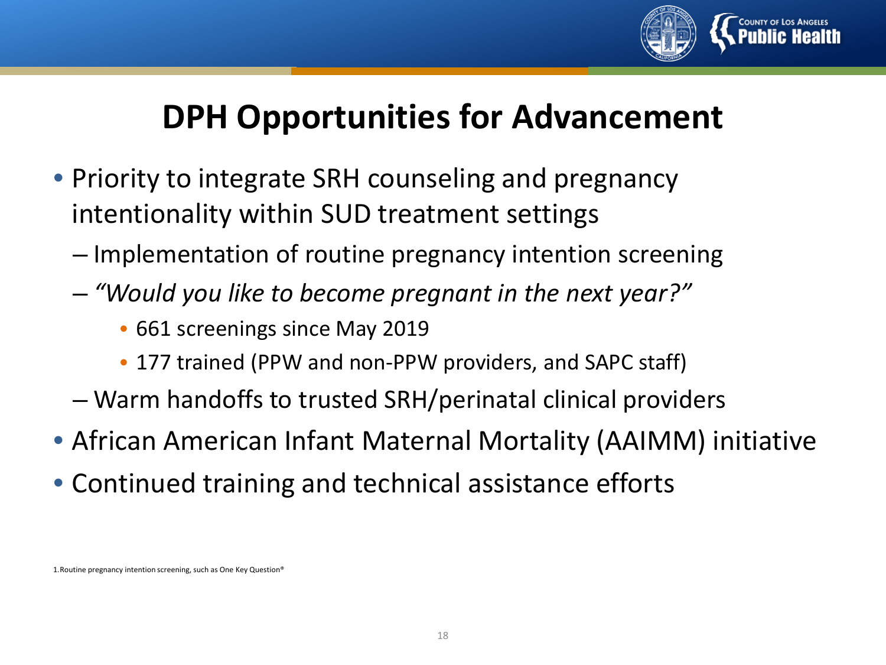# DPH Opportunities for Advancement

- Priority to integrate SRH counseling and pregnancy intentionality within SUD treatment settings
  - Implementation of routine pregnancy intention screening
  - *"Would you like to become pregnant in the next year?"*
    - 661 screenings since May 2019
    - 177 trained (PPW and non-PPW providers, and SAPC staff)
  - Warm handoffs to trusted SRH/perinatal clinical providers
- African American Infant Maternal Mortality (AAIMM) initiative
- Continued training and technical assistance efforts

1. Routine pregnancy intention screening, such as One Key Question®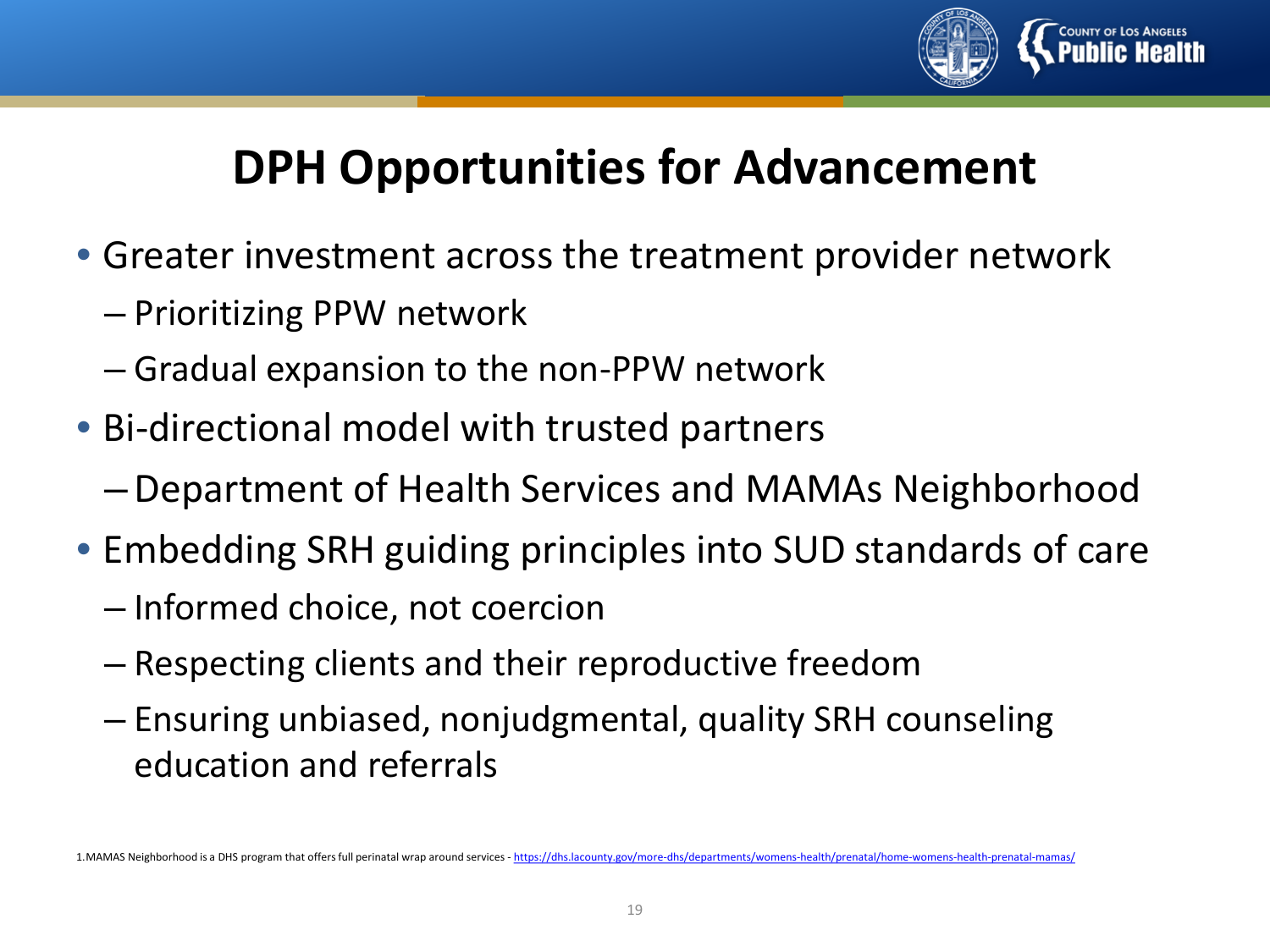# DPH Opportunities for Advancement

- Greater investment across the treatment provider network
  - Prioritizing PPW network
  - Gradual expansion to the non-PPW network
- Bi-directional model with trusted partners
  - Department of Health Services and MAMAs Neighborhood
- Embedding SRH guiding principles into SUD standards of care
  - Informed choice, not coercion
  - Respecting clients and their reproductive freedom
  - Ensuring unbiased, nonjudgmental, quality SRH counseling education and referrals

1. MAMAS Neighborhood is a DHS program that offers full perinatal wrap around services - https://dhs.lacounty.gov/more-dhs/departments/womens-health/prenatal/home-womens-health-prenatal-mamas/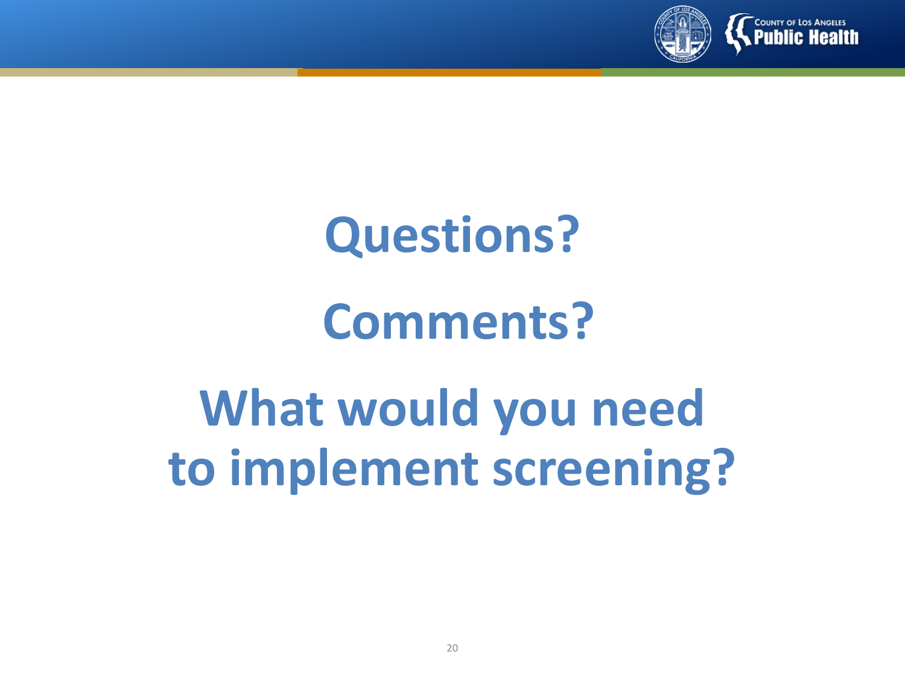# Questions?

# Comments?

# What would you need to implement screening?